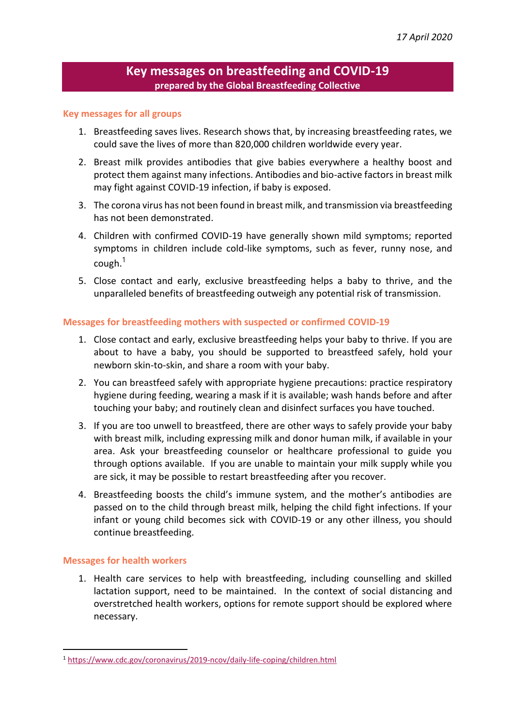*17 April 2020*

# Key messages on breastfeeding and COVID-19

**prepared by the Global Breastfeeding Collective**

## Key messages for all groups

1. Breastfeeding saves lives. Research shows that, by increasing breastfeeding rates, we could save the lives of more than 820,000 children worldwide every year.
2. Breast milk provides antibodies that give babies everywhere a healthy boost and protect them against many infections. Antibodies and bio-active factors in breast milk may fight against COVID-19 infection, if baby is exposed.
3. The corona virus has not been found in breast milk, and transmission via breastfeeding has not been demonstrated.
4. Children with confirmed COVID-19 have generally shown mild symptoms; reported symptoms in children include cold-like symptoms, such as fever, runny nose, and cough.[1]
5. Close contact and early, exclusive breastfeeding helps a baby to thrive, and the unparalleled benefits of breastfeeding outweigh any potential risk of transmission.

## Messages for breastfeeding mothers with suspected or confirmed COVID-19

1. Close contact and early, exclusive breastfeeding helps your baby to thrive. If you are about to have a baby, you should be supported to breastfeed safely, hold your newborn skin-to-skin, and share a room with your baby.
2. You can breastfeed safely with appropriate hygiene precautions: practice respiratory hygiene during feeding, wearing a mask if it is available; wash hands before and after touching your baby; and routinely clean and disinfect surfaces you have touched.
3. If you are too unwell to breastfeed, there are other ways to safely provide your baby with breast milk, including expressing milk and donor human milk, if available in your area. Ask your breastfeeding counselor or healthcare professional to guide you through options available. If you are unable to maintain your milk supply while you are sick, it may be possible to restart breastfeeding after you recover.
4. Breastfeeding boosts the child's immune system, and the mother's antibodies are passed on to the child through breast milk, helping the child fight infections. If your infant or young child becomes sick with COVID-19 or any other illness, you should continue breastfeeding.

## Messages for health workers

1. Health care services to help with breastfeeding, including counselling and skilled lactation support, need to be maintained. In the context of social distancing and overstretched health workers, options for remote support should be explored where necessary.

---

[1] https://www.cdc.gov/coronavirus/2019-ncov/daily-life-coping/children.html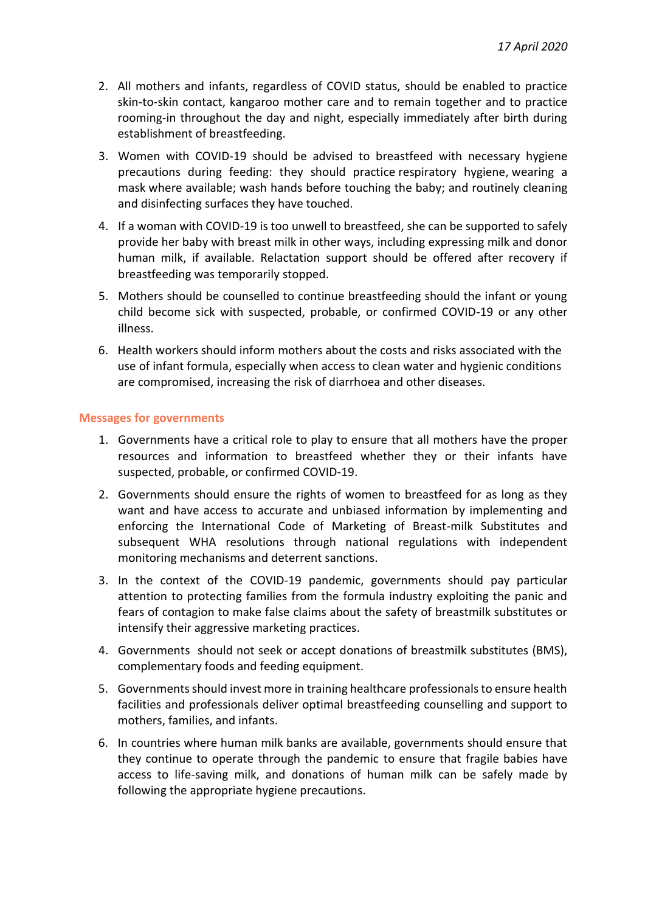*17 April 2020*

2. All mothers and infants, regardless of COVID status, should be enabled to practice skin-to-skin contact, kangaroo mother care and to remain together and to practice rooming-in throughout the day and night, especially immediately after birth during establishment of breastfeeding.
3. Women with COVID-19 should be advised to breastfeed with necessary hygiene precautions during feeding: they should practice respiratory hygiene, wearing a mask where available; wash hands before touching the baby; and routinely cleaning and disinfecting surfaces they have touched.
4. If a woman with COVID-19 is too unwell to breastfeed, she can be supported to safely provide her baby with breast milk in other ways, including expressing milk and donor human milk, if available. Relactation support should be offered after recovery if breastfeeding was temporarily stopped.
5. Mothers should be counselled to continue breastfeeding should the infant or young child become sick with suspected, probable, or confirmed COVID-19 or any other illness.
6. Health workers should inform mothers about the costs and risks associated with the use of infant formula, especially when access to clean water and hygienic conditions are compromised, increasing the risk of diarrhoea and other diseases.

### Messages for governments

1. Governments have a critical role to play to ensure that all mothers have the proper resources and information to breastfeed whether they or their infants have suspected, probable, or confirmed COVID-19.
2. Governments should ensure the rights of women to breastfeed for as long as they want and have access to accurate and unbiased information by implementing and enforcing the International Code of Marketing of Breast-milk Substitutes and subsequent WHA resolutions through national regulations with independent monitoring mechanisms and deterrent sanctions.
3. In the context of the COVID-19 pandemic, governments should pay particular attention to protecting families from the formula industry exploiting the panic and fears of contagion to make false claims about the safety of breastmilk substitutes or intensify their aggressive marketing practices.
4. Governments should not seek or accept donations of breastmilk substitutes (BMS), complementary foods and feeding equipment.
5. Governments should invest more in training healthcare professionals to ensure health facilities and professionals deliver optimal breastfeeding counselling and support to mothers, families, and infants.
6. In countries where human milk banks are available, governments should ensure that they continue to operate through the pandemic to ensure that fragile babies have access to life-saving milk, and donations of human milk can be safely made by following the appropriate hygiene precautions.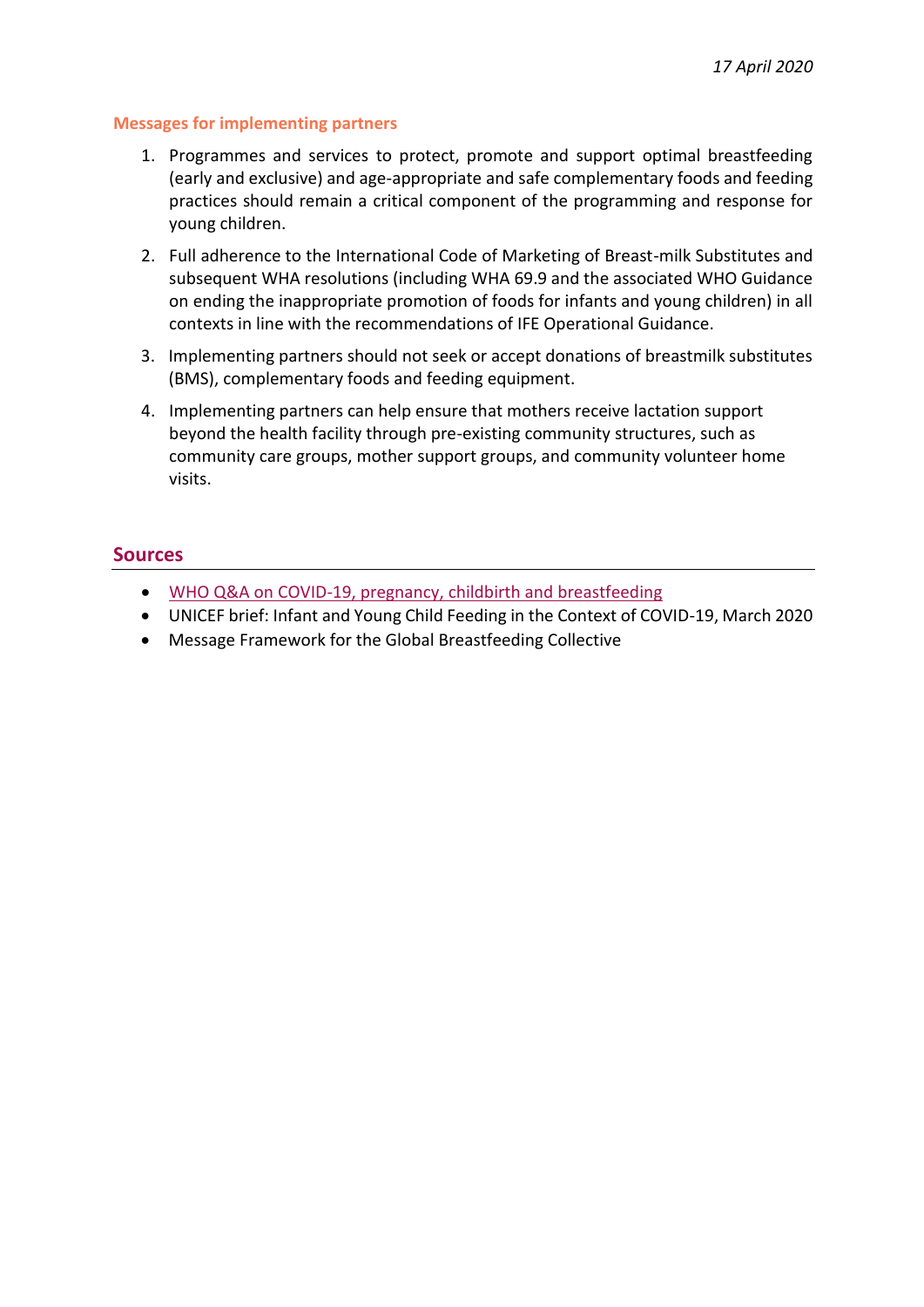*17 April 2020*

### Messages for implementing partners

1. Programmes and services to protect, promote and support optimal breastfeeding (early and exclusive) and age-appropriate and safe complementary foods and feeding practices should remain a critical component of the programming and response for young children.
2. Full adherence to the International Code of Marketing of Breast-milk Substitutes and subsequent WHA resolutions (including WHA 69.9 and the associated WHO Guidance on ending the inappropriate promotion of foods for infants and young children) in all contexts in line with the recommendations of IFE Operational Guidance.
3. Implementing partners should not seek or accept donations of breastmilk substitutes (BMS), complementary foods and feeding equipment.
4. Implementing partners can help ensure that mothers receive lactation support beyond the health facility through pre-existing community structures, such as community care groups, mother support groups, and community volunteer home visits.

## Sources

- WHO Q&A on COVID-19, pregnancy, childbirth and breastfeeding
- UNICEF brief: Infant and Young Child Feeding in the Context of COVID-19, March 2020
- Message Framework for the Global Breastfeeding Collective